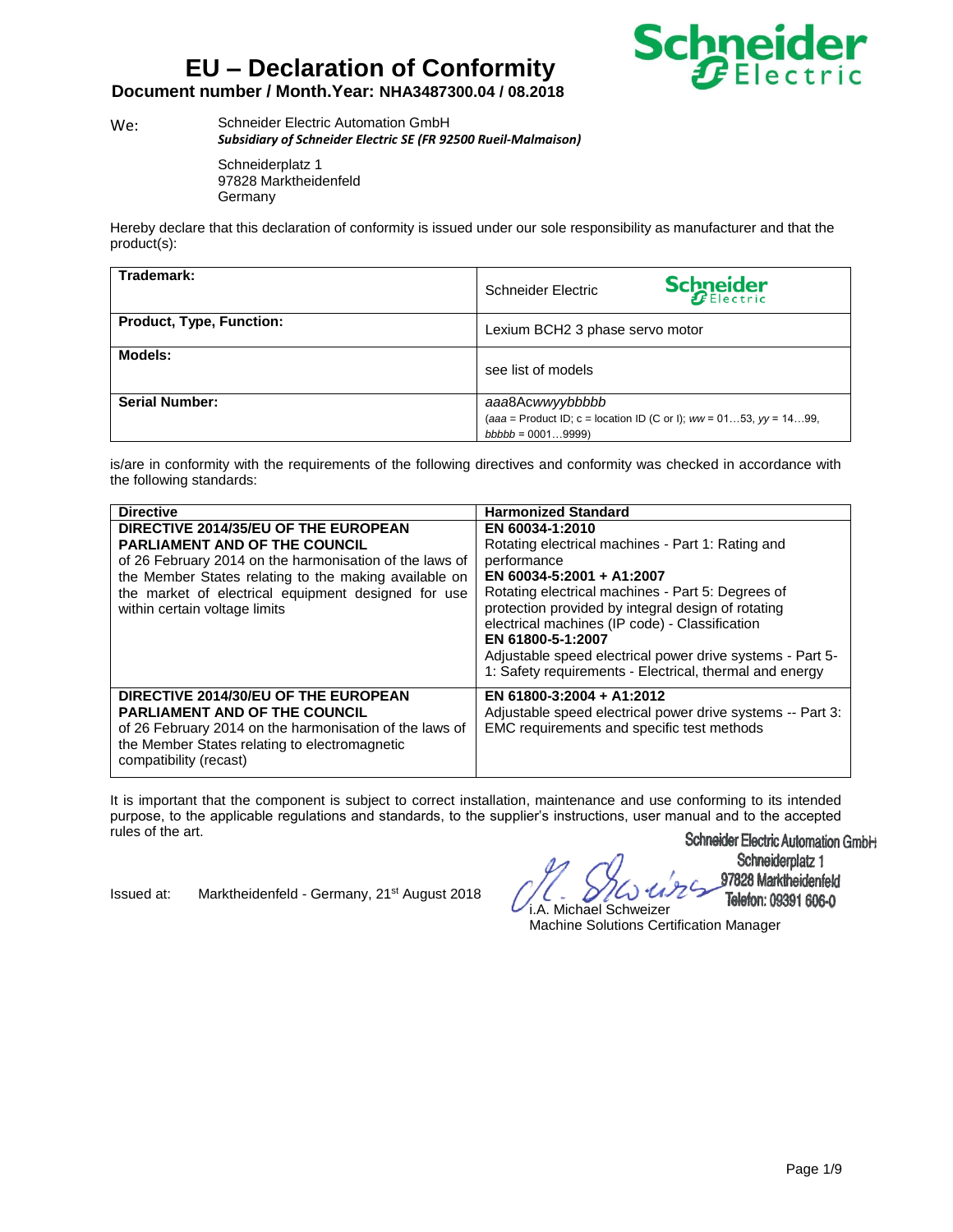# EU – Declaration of Conformity

**Document number / Month.Year: NHA3487300.04 / 08.2018**

We: Schneider Electric Automation GmbH
***Subsidiary of Schneider Electric SE (FR 92500 Rueil-Malmaison)***

Schneiderplatz 1
97828 Marktheidenfeld
Germany

Hereby declare that this declaration of conformity is issued under our sole responsibility as manufacturer and that the product(s):

| | |
|---|---|
| **Trademark:** | Schneider Electric |
| **Product, Type, Function:** | Lexium BCH2 3 phase servo motor |
| **Models:** | see list of models |
| **Serial Number:** | *aaa*8Ac*wwyybbbbb*<br>(*aaa* = Product ID; c = location ID (C or I); *ww* = 01…53, *yy* = 14…99, *bbbbb* = 0001…9999) |

is/are in conformity with the requirements of the following directives and conformity was checked in accordance with the following standards:

| Directive | Harmonized Standard |
|---|---|
| **DIRECTIVE 2014/35/EU OF THE EUROPEAN PARLIAMENT AND OF THE COUNCIL**<br>of 26 February 2014 on the harmonisation of the laws of the Member States relating to the making available on the market of electrical equipment designed for use within certain voltage limits | **EN 60034-1:2010**<br>Rotating electrical machines - Part 1: Rating and performance<br>**EN 60034-5:2001 + A1:2007**<br>Rotating electrical machines - Part 5: Degrees of protection provided by integral design of rotating electrical machines (IP code) - Classification<br>**EN 61800-5-1:2007**<br>Adjustable speed electrical power drive systems - Part 5-1: Safety requirements - Electrical, thermal and energy |
| **DIRECTIVE 2014/30/EU OF THE EUROPEAN PARLIAMENT AND OF THE COUNCIL**<br>of 26 February 2014 on the harmonisation of the laws of the Member States relating to electromagnetic compatibility (recast) | **EN 61800-3:2004 + A1:2012**<br>Adjustable speed electrical power drive systems -- Part 3: EMC requirements and specific test methods |

It is important that the component is subject to correct installation, maintenance and use conforming to its intended purpose, to the applicable regulations and standards, to the supplier's instructions, user manual and to the accepted rules of the art.

Issued at: Marktheidenfeld - Germany, 21st August 2018

Schneider Electric Automation GmbH
Schneiderplatz 1
97828 Marktheidenfeld
Telefon: 09391 606-0

i.A. Michael Schweizer
Machine Solutions Certification Manager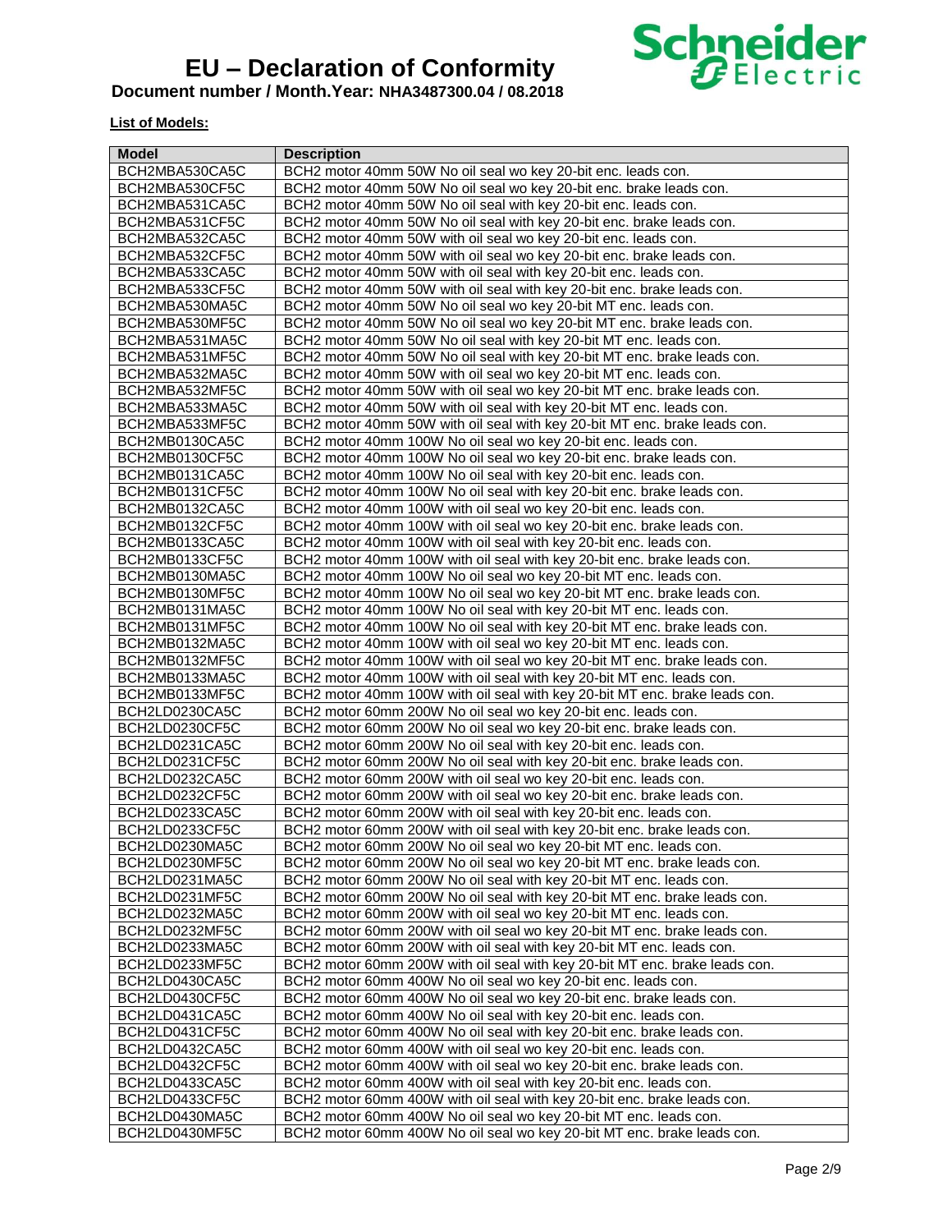# EU – Declaration of Conformity

**Document number / Month.Year: NHA3487300.04 / 08.2018**

**List of Models:**

| Model | Description |
|---|---|
| BCH2MBA530CA5C | BCH2 motor 40mm 50W No oil seal wo key 20-bit enc. leads con. |
| BCH2MBA530CF5C | BCH2 motor 40mm 50W No oil seal wo key 20-bit enc. brake leads con. |
| BCH2MBA531CA5C | BCH2 motor 40mm 50W No oil seal with key 20-bit enc. leads con. |
| BCH2MBA531CF5C | BCH2 motor 40mm 50W No oil seal with key 20-bit enc. brake leads con. |
| BCH2MBA532CA5C | BCH2 motor 40mm 50W with oil seal wo key 20-bit enc. leads con. |
| BCH2MBA532CF5C | BCH2 motor 40mm 50W with oil seal wo key 20-bit enc. brake leads con. |
| BCH2MBA533CA5C | BCH2 motor 40mm 50W with oil seal with key 20-bit enc. leads con. |
| BCH2MBA533CF5C | BCH2 motor 40mm 50W with oil seal with key 20-bit enc. brake leads con. |
| BCH2MBA530MA5C | BCH2 motor 40mm 50W No oil seal wo key 20-bit MT enc. leads con. |
| BCH2MBA530MF5C | BCH2 motor 40mm 50W No oil seal wo key 20-bit MT enc. brake leads con. |
| BCH2MBA531MA5C | BCH2 motor 40mm 50W No oil seal with key 20-bit MT enc. leads con. |
| BCH2MBA531MF5C | BCH2 motor 40mm 50W No oil seal with key 20-bit MT enc. brake leads con. |
| BCH2MBA532MA5C | BCH2 motor 40mm 50W with oil seal wo key 20-bit MT enc. leads con. |
| BCH2MBA532MF5C | BCH2 motor 40mm 50W with oil seal wo key 20-bit MT enc. brake leads con. |
| BCH2MBA533MA5C | BCH2 motor 40mm 50W with oil seal with key 20-bit MT enc. leads con. |
| BCH2MBA533MF5C | BCH2 motor 40mm 50W with oil seal with key 20-bit MT enc. brake leads con. |
| BCH2MB0130CA5C | BCH2 motor 40mm 100W No oil seal wo key 20-bit enc. leads con. |
| BCH2MB0130CF5C | BCH2 motor 40mm 100W No oil seal wo key 20-bit enc. brake leads con. |
| BCH2MB0131CA5C | BCH2 motor 40mm 100W No oil seal with key 20-bit enc. leads con. |
| BCH2MB0131CF5C | BCH2 motor 40mm 100W No oil seal with key 20-bit enc. brake leads con. |
| BCH2MB0132CA5C | BCH2 motor 40mm 100W with oil seal wo key 20-bit enc. leads con. |
| BCH2MB0132CF5C | BCH2 motor 40mm 100W with oil seal wo key 20-bit enc. brake leads con. |
| BCH2MB0133CA5C | BCH2 motor 40mm 100W with oil seal with key 20-bit enc. leads con. |
| BCH2MB0133CF5C | BCH2 motor 40mm 100W with oil seal with key 20-bit enc. brake leads con. |
| BCH2MB0130MA5C | BCH2 motor 40mm 100W No oil seal wo key 20-bit MT enc. leads con. |
| BCH2MB0130MF5C | BCH2 motor 40mm 100W No oil seal wo key 20-bit MT enc. brake leads con. |
| BCH2MB0131MA5C | BCH2 motor 40mm 100W No oil seal with key 20-bit MT enc. leads con. |
| BCH2MB0131MF5C | BCH2 motor 40mm 100W No oil seal with key 20-bit MT enc. brake leads con. |
| BCH2MB0132MA5C | BCH2 motor 40mm 100W with oil seal wo key 20-bit MT enc. leads con. |
| BCH2MB0132MF5C | BCH2 motor 40mm 100W with oil seal wo key 20-bit MT enc. brake leads con. |
| BCH2MB0133MA5C | BCH2 motor 40mm 100W with oil seal with key 20-bit MT enc. leads con. |
| BCH2MB0133MF5C | BCH2 motor 40mm 100W with oil seal with key 20-bit MT enc. brake leads con. |
| BCH2LD0230CA5C | BCH2 motor 60mm 200W No oil seal wo key 20-bit enc. leads con. |
| BCH2LD0230CF5C | BCH2 motor 60mm 200W No oil seal wo key 20-bit enc. brake leads con. |
| BCH2LD0231CA5C | BCH2 motor 60mm 200W No oil seal with key 20-bit enc. leads con. |
| BCH2LD0231CF5C | BCH2 motor 60mm 200W No oil seal with key 20-bit enc. brake leads con. |
| BCH2LD0232CA5C | BCH2 motor 60mm 200W with oil seal wo key 20-bit enc. leads con. |
| BCH2LD0232CF5C | BCH2 motor 60mm 200W with oil seal wo key 20-bit enc. brake leads con. |
| BCH2LD0233CA5C | BCH2 motor 60mm 200W with oil seal with key 20-bit enc. leads con. |
| BCH2LD0233CF5C | BCH2 motor 60mm 200W with oil seal with key 20-bit enc. brake leads con. |
| BCH2LD0230MA5C | BCH2 motor 60mm 200W No oil seal wo key 20-bit MT enc. leads con. |
| BCH2LD0230MF5C | BCH2 motor 60mm 200W No oil seal wo key 20-bit MT enc. brake leads con. |
| BCH2LD0231MA5C | BCH2 motor 60mm 200W No oil seal with key 20-bit MT enc. leads con. |
| BCH2LD0231MF5C | BCH2 motor 60mm 200W No oil seal with key 20-bit MT enc. brake leads con. |
| BCH2LD0232MA5C | BCH2 motor 60mm 200W with oil seal wo key 20-bit MT enc. leads con. |
| BCH2LD0232MF5C | BCH2 motor 60mm 200W with oil seal wo key 20-bit MT enc. brake leads con. |
| BCH2LD0233MA5C | BCH2 motor 60mm 200W with oil seal with key 20-bit MT enc. leads con. |
| BCH2LD0233MF5C | BCH2 motor 60mm 200W with oil seal with key 20-bit MT enc. brake leads con. |
| BCH2LD0430CA5C | BCH2 motor 60mm 400W No oil seal wo key 20-bit enc. leads con. |
| BCH2LD0430CF5C | BCH2 motor 60mm 400W No oil seal wo key 20-bit enc. brake leads con. |
| BCH2LD0431CA5C | BCH2 motor 60mm 400W No oil seal with key 20-bit enc. leads con. |
| BCH2LD0431CF5C | BCH2 motor 60mm 400W No oil seal with key 20-bit enc. brake leads con. |
| BCH2LD0432CA5C | BCH2 motor 60mm 400W with oil seal wo key 20-bit enc. leads con. |
| BCH2LD0432CF5C | BCH2 motor 60mm 400W with oil seal wo key 20-bit enc. brake leads con. |
| BCH2LD0433CA5C | BCH2 motor 60mm 400W with oil seal with key 20-bit enc. leads con. |
| BCH2LD0433CF5C | BCH2 motor 60mm 400W with oil seal with key 20-bit enc. brake leads con. |
| BCH2LD0430MA5C | BCH2 motor 60mm 400W No oil seal wo key 20-bit MT enc. leads con. |
| BCH2LD0430MF5C | BCH2 motor 60mm 400W No oil seal wo key 20-bit MT enc. brake leads con. |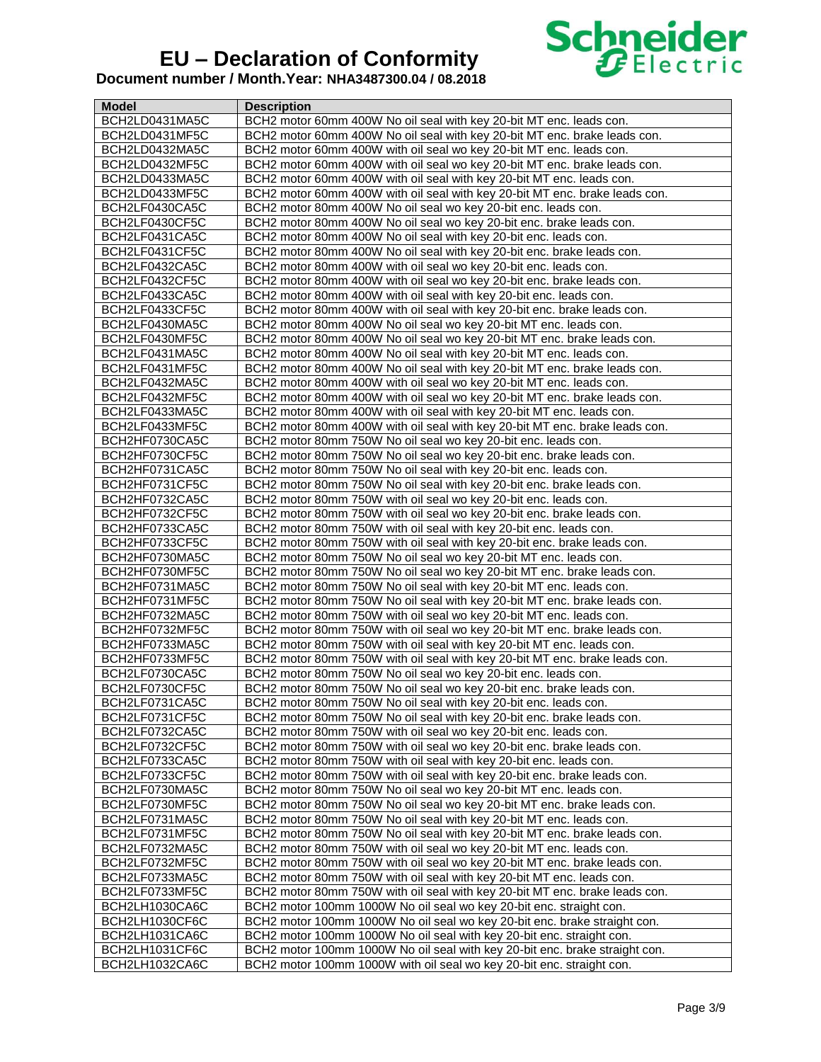# EU – Declaration of Conformity

**Document number / Month.Year: NHA3487300.04 / 08.2018**

| Model | Description |
|---|---|
| BCH2LD0431MA5C | BCH2 motor 60mm 400W No oil seal with key 20-bit MT enc. leads con. |
| BCH2LD0431MF5C | BCH2 motor 60mm 400W No oil seal with key 20-bit MT enc. brake leads con. |
| BCH2LD0432MA5C | BCH2 motor 60mm 400W with oil seal wo key 20-bit MT enc. leads con. |
| BCH2LD0432MF5C | BCH2 motor 60mm 400W with oil seal wo key 20-bit MT enc. brake leads con. |
| BCH2LD0433MA5C | BCH2 motor 60mm 400W with oil seal with key 20-bit MT enc. leads con. |
| BCH2LD0433MF5C | BCH2 motor 60mm 400W with oil seal with key 20-bit MT enc. brake leads con. |
| BCH2LF0430CA5C | BCH2 motor 80mm 400W No oil seal wo key 20-bit enc. leads con. |
| BCH2LF0430CF5C | BCH2 motor 80mm 400W No oil seal wo key 20-bit enc. brake leads con. |
| BCH2LF0431CA5C | BCH2 motor 80mm 400W No oil seal with key 20-bit enc. leads con. |
| BCH2LF0431CF5C | BCH2 motor 80mm 400W No oil seal with key 20-bit enc. brake leads con. |
| BCH2LF0432CA5C | BCH2 motor 80mm 400W with oil seal wo key 20-bit enc. leads con. |
| BCH2LF0432CF5C | BCH2 motor 80mm 400W with oil seal wo key 20-bit enc. brake leads con. |
| BCH2LF0433CA5C | BCH2 motor 80mm 400W with oil seal with key 20-bit enc. leads con. |
| BCH2LF0433CF5C | BCH2 motor 80mm 400W with oil seal with key 20-bit enc. brake leads con. |
| BCH2LF0430MA5C | BCH2 motor 80mm 400W No oil seal wo key 20-bit MT enc. leads con. |
| BCH2LF0430MF5C | BCH2 motor 80mm 400W No oil seal wo key 20-bit MT enc. brake leads con. |
| BCH2LF0431MA5C | BCH2 motor 80mm 400W No oil seal with key 20-bit MT enc. leads con. |
| BCH2LF0431MF5C | BCH2 motor 80mm 400W No oil seal with key 20-bit MT enc. brake leads con. |
| BCH2LF0432MA5C | BCH2 motor 80mm 400W with oil seal wo key 20-bit MT enc. leads con. |
| BCH2LF0432MF5C | BCH2 motor 80mm 400W with oil seal wo key 20-bit MT enc. brake leads con. |
| BCH2LF0433MA5C | BCH2 motor 80mm 400W with oil seal with key 20-bit MT enc. leads con. |
| BCH2LF0433MF5C | BCH2 motor 80mm 400W with oil seal with key 20-bit MT enc. brake leads con. |
| BCH2HF0730CA5C | BCH2 motor 80mm 750W No oil seal wo key 20-bit enc. leads con. |
| BCH2HF0730CF5C | BCH2 motor 80mm 750W No oil seal wo key 20-bit enc. brake leads con. |
| BCH2HF0731CA5C | BCH2 motor 80mm 750W No oil seal with key 20-bit enc. leads con. |
| BCH2HF0731CF5C | BCH2 motor 80mm 750W No oil seal with key 20-bit enc. brake leads con. |
| BCH2HF0732CA5C | BCH2 motor 80mm 750W with oil seal wo key 20-bit enc. leads con. |
| BCH2HF0732CF5C | BCH2 motor 80mm 750W with oil seal wo key 20-bit enc. brake leads con. |
| BCH2HF0733CA5C | BCH2 motor 80mm 750W with oil seal with key 20-bit enc. leads con. |
| BCH2HF0733CF5C | BCH2 motor 80mm 750W with oil seal with key 20-bit enc. brake leads con. |
| BCH2HF0730MA5C | BCH2 motor 80mm 750W No oil seal wo key 20-bit MT enc. leads con. |
| BCH2HF0730MF5C | BCH2 motor 80mm 750W No oil seal wo key 20-bit MT enc. brake leads con. |
| BCH2HF0731MA5C | BCH2 motor 80mm 750W No oil seal with key 20-bit MT enc. leads con. |
| BCH2HF0731MF5C | BCH2 motor 80mm 750W No oil seal with key 20-bit MT enc. brake leads con. |
| BCH2HF0732MA5C | BCH2 motor 80mm 750W with oil seal wo key 20-bit MT enc. leads con. |
| BCH2HF0732MF5C | BCH2 motor 80mm 750W with oil seal wo key 20-bit MT enc. brake leads con. |
| BCH2HF0733MA5C | BCH2 motor 80mm 750W with oil seal with key 20-bit MT enc. leads con. |
| BCH2HF0733MF5C | BCH2 motor 80mm 750W with oil seal with key 20-bit MT enc. brake leads con. |
| BCH2LF0730CA5C | BCH2 motor 80mm 750W No oil seal wo key 20-bit enc. leads con. |
| BCH2LF0730CF5C | BCH2 motor 80mm 750W No oil seal wo key 20-bit enc. brake leads con. |
| BCH2LF0731CA5C | BCH2 motor 80mm 750W No oil seal with key 20-bit enc. leads con. |
| BCH2LF0731CF5C | BCH2 motor 80mm 750W No oil seal with key 20-bit enc. brake leads con. |
| BCH2LF0732CA5C | BCH2 motor 80mm 750W with oil seal wo key 20-bit enc. leads con. |
| BCH2LF0732CF5C | BCH2 motor 80mm 750W with oil seal wo key 20-bit enc. brake leads con. |
| BCH2LF0733CA5C | BCH2 motor 80mm 750W with oil seal with key 20-bit enc. leads con. |
| BCH2LF0733CF5C | BCH2 motor 80mm 750W with oil seal with key 20-bit enc. brake leads con. |
| BCH2LF0730MA5C | BCH2 motor 80mm 750W No oil seal wo key 20-bit MT enc. leads con. |
| BCH2LF0730MF5C | BCH2 motor 80mm 750W No oil seal wo key 20-bit MT enc. brake leads con. |
| BCH2LF0731MA5C | BCH2 motor 80mm 750W No oil seal with key 20-bit MT enc. leads con. |
| BCH2LF0731MF5C | BCH2 motor 80mm 750W No oil seal with key 20-bit MT enc. brake leads con. |
| BCH2LF0732MA5C | BCH2 motor 80mm 750W with oil seal wo key 20-bit MT enc. leads con. |
| BCH2LF0732MF5C | BCH2 motor 80mm 750W with oil seal wo key 20-bit MT enc. brake leads con. |
| BCH2LF0733MA5C | BCH2 motor 80mm 750W with oil seal with key 20-bit MT enc. leads con. |
| BCH2LF0733MF5C | BCH2 motor 80mm 750W with oil seal with key 20-bit MT enc. brake leads con. |
| BCH2LH1030CA6C | BCH2 motor 100mm 1000W No oil seal wo key 20-bit enc. straight con. |
| BCH2LH1030CF6C | BCH2 motor 100mm 1000W No oil seal wo key 20-bit enc. brake straight con. |
| BCH2LH1031CA6C | BCH2 motor 100mm 1000W No oil seal with key 20-bit enc. straight con. |
| BCH2LH1031CF6C | BCH2 motor 100mm 1000W No oil seal with key 20-bit enc. brake straight con. |
| BCH2LH1032CA6C | BCH2 motor 100mm 1000W with oil seal wo key 20-bit enc. straight con. |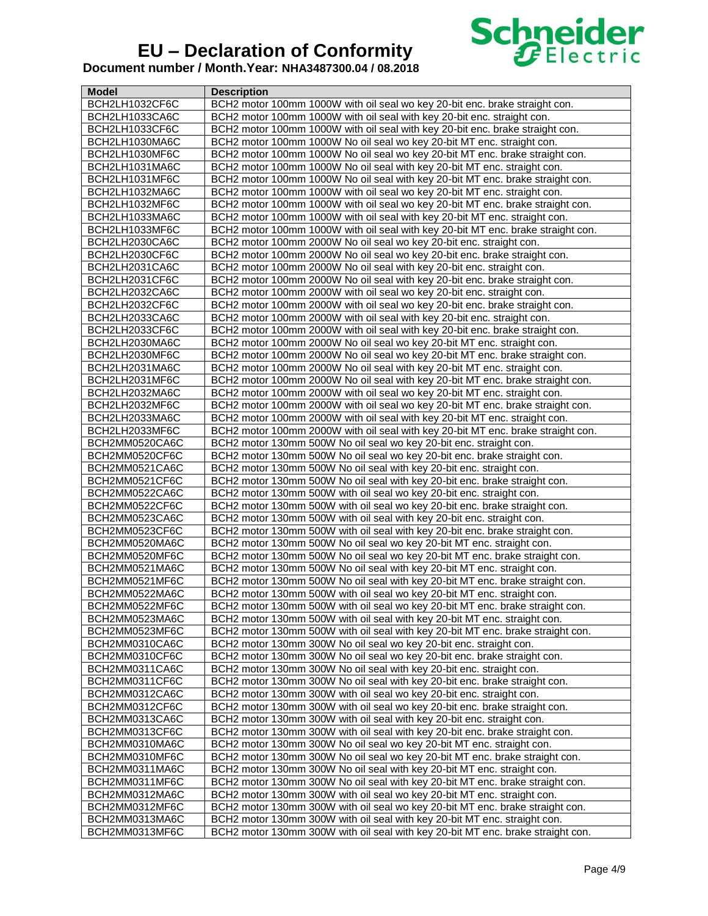# EU – Declaration of Conformity

**Document number / Month.Year: NHA3487300.04 / 08.2018**

| Model | Description |
|---|---|
| BCH2LH1032CF6C | BCH2 motor 100mm 1000W with oil seal wo key 20-bit enc. brake straight con. |
| BCH2LH1033CA6C | BCH2 motor 100mm 1000W with oil seal with key 20-bit enc. straight con. |
| BCH2LH1033CF6C | BCH2 motor 100mm 1000W with oil seal with key 20-bit enc. brake straight con. |
| BCH2LH1030MA6C | BCH2 motor 100mm 1000W No oil seal wo key 20-bit MT enc. straight con. |
| BCH2LH1030MF6C | BCH2 motor 100mm 1000W No oil seal wo key 20-bit MT enc. brake straight con. |
| BCH2LH1031MA6C | BCH2 motor 100mm 1000W No oil seal with key 20-bit MT enc. straight con. |
| BCH2LH1031MF6C | BCH2 motor 100mm 1000W No oil seal with key 20-bit MT enc. brake straight con. |
| BCH2LH1032MA6C | BCH2 motor 100mm 1000W with oil seal wo key 20-bit MT enc. straight con. |
| BCH2LH1032MF6C | BCH2 motor 100mm 1000W with oil seal wo key 20-bit MT enc. brake straight con. |
| BCH2LH1033MA6C | BCH2 motor 100mm 1000W with oil seal with key 20-bit MT enc. straight con. |
| BCH2LH1033MF6C | BCH2 motor 100mm 1000W with oil seal with key 20-bit MT enc. brake straight con. |
| BCH2LH2030CA6C | BCH2 motor 100mm 2000W No oil seal wo key 20-bit enc. straight con. |
| BCH2LH2030CF6C | BCH2 motor 100mm 2000W No oil seal wo key 20-bit enc. brake straight con. |
| BCH2LH2031CA6C | BCH2 motor 100mm 2000W No oil seal with key 20-bit enc. straight con. |
| BCH2LH2031CF6C | BCH2 motor 100mm 2000W No oil seal with key 20-bit enc. brake straight con. |
| BCH2LH2032CA6C | BCH2 motor 100mm 2000W with oil seal wo key 20-bit enc. straight con. |
| BCH2LH2032CF6C | BCH2 motor 100mm 2000W with oil seal wo key 20-bit enc. brake straight con. |
| BCH2LH2033CA6C | BCH2 motor 100mm 2000W with oil seal with key 20-bit enc. straight con. |
| BCH2LH2033CF6C | BCH2 motor 100mm 2000W with oil seal with key 20-bit enc. brake straight con. |
| BCH2LH2030MA6C | BCH2 motor 100mm 2000W No oil seal wo key 20-bit MT enc. straight con. |
| BCH2LH2030MF6C | BCH2 motor 100mm 2000W No oil seal wo key 20-bit MT enc. brake straight con. |
| BCH2LH2031MA6C | BCH2 motor 100mm 2000W No oil seal with key 20-bit MT enc. straight con. |
| BCH2LH2031MF6C | BCH2 motor 100mm 2000W No oil seal with key 20-bit MT enc. brake straight con. |
| BCH2LH2032MA6C | BCH2 motor 100mm 2000W with oil seal wo key 20-bit MT enc. straight con. |
| BCH2LH2032MF6C | BCH2 motor 100mm 2000W with oil seal wo key 20-bit MT enc. brake straight con. |
| BCH2LH2033MA6C | BCH2 motor 100mm 2000W with oil seal with key 20-bit MT enc. straight con. |
| BCH2LH2033MF6C | BCH2 motor 100mm 2000W with oil seal with key 20-bit MT enc. brake straight con. |
| BCH2MM0520CA6C | BCH2 motor 130mm 500W No oil seal wo key 20-bit enc. straight con. |
| BCH2MM0520CF6C | BCH2 motor 130mm 500W No oil seal wo key 20-bit enc. brake straight con. |
| BCH2MM0521CA6C | BCH2 motor 130mm 500W No oil seal with key 20-bit enc. straight con. |
| BCH2MM0521CF6C | BCH2 motor 130mm 500W No oil seal with key 20-bit enc. brake straight con. |
| BCH2MM0522CA6C | BCH2 motor 130mm 500W with oil seal wo key 20-bit enc. straight con. |
| BCH2MM0522CF6C | BCH2 motor 130mm 500W with oil seal wo key 20-bit enc. brake straight con. |
| BCH2MM0523CA6C | BCH2 motor 130mm 500W with oil seal with key 20-bit enc. straight con. |
| BCH2MM0523CF6C | BCH2 motor 130mm 500W with oil seal with key 20-bit enc. brake straight con. |
| BCH2MM0520MA6C | BCH2 motor 130mm 500W No oil seal wo key 20-bit MT enc. straight con. |
| BCH2MM0520MF6C | BCH2 motor 130mm 500W No oil seal wo key 20-bit MT enc. brake straight con. |
| BCH2MM0521MA6C | BCH2 motor 130mm 500W No oil seal with key 20-bit MT enc. straight con. |
| BCH2MM0521MF6C | BCH2 motor 130mm 500W No oil seal with key 20-bit MT enc. brake straight con. |
| BCH2MM0522MA6C | BCH2 motor 130mm 500W with oil seal wo key 20-bit MT enc. straight con. |
| BCH2MM0522MF6C | BCH2 motor 130mm 500W with oil seal wo key 20-bit MT enc. brake straight con. |
| BCH2MM0523MA6C | BCH2 motor 130mm 500W with oil seal with key 20-bit MT enc. straight con. |
| BCH2MM0523MF6C | BCH2 motor 130mm 500W with oil seal with key 20-bit MT enc. brake straight con. |
| BCH2MM0310CA6C | BCH2 motor 130mm 300W No oil seal wo key 20-bit enc. straight con. |
| BCH2MM0310CF6C | BCH2 motor 130mm 300W No oil seal wo key 20-bit enc. brake straight con. |
| BCH2MM0311CA6C | BCH2 motor 130mm 300W No oil seal with key 20-bit enc. straight con. |
| BCH2MM0311CF6C | BCH2 motor 130mm 300W No oil seal with key 20-bit enc. brake straight con. |
| BCH2MM0312CA6C | BCH2 motor 130mm 300W with oil seal wo key 20-bit enc. straight con. |
| BCH2MM0312CF6C | BCH2 motor 130mm 300W with oil seal wo key 20-bit enc. brake straight con. |
| BCH2MM0313CA6C | BCH2 motor 130mm 300W with oil seal with key 20-bit enc. straight con. |
| BCH2MM0313CF6C | BCH2 motor 130mm 300W with oil seal with key 20-bit enc. brake straight con. |
| BCH2MM0310MA6C | BCH2 motor 130mm 300W No oil seal wo key 20-bit MT enc. straight con. |
| BCH2MM0310MF6C | BCH2 motor 130mm 300W No oil seal wo key 20-bit MT enc. brake straight con. |
| BCH2MM0311MA6C | BCH2 motor 130mm 300W No oil seal with key 20-bit MT enc. straight con. |
| BCH2MM0311MF6C | BCH2 motor 130mm 300W No oil seal with key 20-bit MT enc. brake straight con. |
| BCH2MM0312MA6C | BCH2 motor 130mm 300W with oil seal wo key 20-bit MT enc. straight con. |
| BCH2MM0312MF6C | BCH2 motor 130mm 300W with oil seal wo key 20-bit MT enc. brake straight con. |
| BCH2MM0313MA6C | BCH2 motor 130mm 300W with oil seal with key 20-bit MT enc. straight con. |
| BCH2MM0313MF6C | BCH2 motor 130mm 300W with oil seal with key 20-bit MT enc. brake straight con. |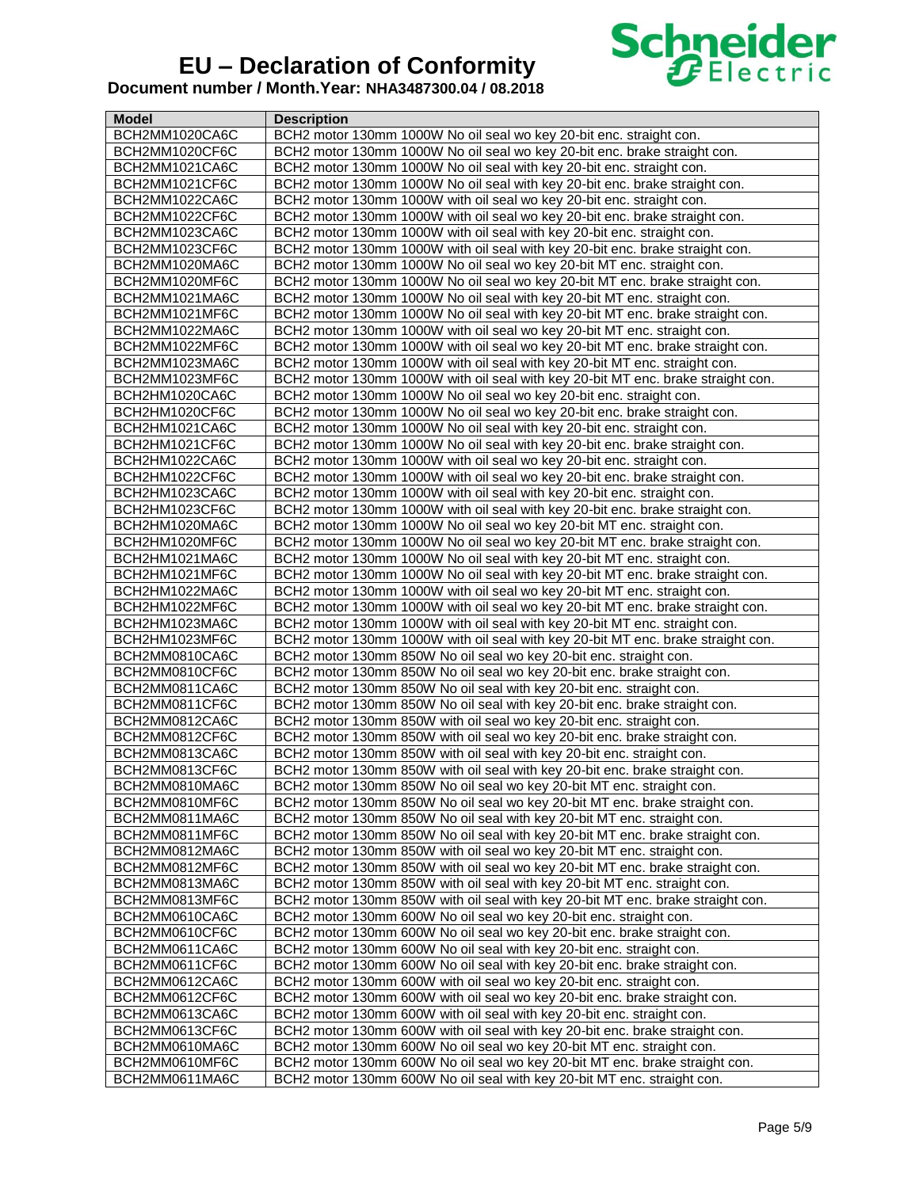# EU – Declaration of Conformity

**Document number / Month.Year: NHA3487300.04 / 08.2018**

| Model | Description |
|---|---|
| BCH2MM1020CA6C | BCH2 motor 130mm 1000W No oil seal wo key 20-bit enc. straight con. |
| BCH2MM1020CF6C | BCH2 motor 130mm 1000W No oil seal wo key 20-bit enc. brake straight con. |
| BCH2MM1021CA6C | BCH2 motor 130mm 1000W No oil seal with key 20-bit enc. straight con. |
| BCH2MM1021CF6C | BCH2 motor 130mm 1000W No oil seal with key 20-bit enc. brake straight con. |
| BCH2MM1022CA6C | BCH2 motor 130mm 1000W with oil seal wo key 20-bit enc. straight con. |
| BCH2MM1022CF6C | BCH2 motor 130mm 1000W with oil seal wo key 20-bit enc. brake straight con. |
| BCH2MM1023CA6C | BCH2 motor 130mm 1000W with oil seal with key 20-bit enc. straight con. |
| BCH2MM1023CF6C | BCH2 motor 130mm 1000W with oil seal with key 20-bit enc. brake straight con. |
| BCH2MM1020MA6C | BCH2 motor 130mm 1000W No oil seal wo key 20-bit MT enc. straight con. |
| BCH2MM1020MF6C | BCH2 motor 130mm 1000W No oil seal wo key 20-bit MT enc. brake straight con. |
| BCH2MM1021MA6C | BCH2 motor 130mm 1000W No oil seal with key 20-bit MT enc. straight con. |
| BCH2MM1021MF6C | BCH2 motor 130mm 1000W No oil seal with key 20-bit MT enc. brake straight con. |
| BCH2MM1022MA6C | BCH2 motor 130mm 1000W with oil seal wo key 20-bit MT enc. straight con. |
| BCH2MM1022MF6C | BCH2 motor 130mm 1000W with oil seal wo key 20-bit MT enc. brake straight con. |
| BCH2MM1023MA6C | BCH2 motor 130mm 1000W with oil seal with key 20-bit MT enc. straight con. |
| BCH2MM1023MF6C | BCH2 motor 130mm 1000W with oil seal with key 20-bit MT enc. brake straight con. |
| BCH2HM1020CA6C | BCH2 motor 130mm 1000W No oil seal wo key 20-bit enc. straight con. |
| BCH2HM1020CF6C | BCH2 motor 130mm 1000W No oil seal wo key 20-bit enc. brake straight con. |
| BCH2HM1021CA6C | BCH2 motor 130mm 1000W No oil seal with key 20-bit enc. straight con. |
| BCH2HM1021CF6C | BCH2 motor 130mm 1000W No oil seal with key 20-bit enc. brake straight con. |
| BCH2HM1022CA6C | BCH2 motor 130mm 1000W with oil seal wo key 20-bit enc. straight con. |
| BCH2HM1022CF6C | BCH2 motor 130mm 1000W with oil seal wo key 20-bit enc. brake straight con. |
| BCH2HM1023CA6C | BCH2 motor 130mm 1000W with oil seal with key 20-bit enc. straight con. |
| BCH2HM1023CF6C | BCH2 motor 130mm 1000W with oil seal with key 20-bit enc. brake straight con. |
| BCH2HM1020MA6C | BCH2 motor 130mm 1000W No oil seal wo key 20-bit MT enc. straight con. |
| BCH2HM1020MF6C | BCH2 motor 130mm 1000W No oil seal wo key 20-bit MT enc. brake straight con. |
| BCH2HM1021MA6C | BCH2 motor 130mm 1000W No oil seal with key 20-bit MT enc. straight con. |
| BCH2HM1021MF6C | BCH2 motor 130mm 1000W No oil seal with key 20-bit MT enc. brake straight con. |
| BCH2HM1022MA6C | BCH2 motor 130mm 1000W with oil seal wo key 20-bit MT enc. straight con. |
| BCH2HM1022MF6C | BCH2 motor 130mm 1000W with oil seal wo key 20-bit MT enc. brake straight con. |
| BCH2HM1023MA6C | BCH2 motor 130mm 1000W with oil seal with key 20-bit MT enc. straight con. |
| BCH2HM1023MF6C | BCH2 motor 130mm 1000W with oil seal with key 20-bit MT enc. brake straight con. |
| BCH2MM0810CA6C | BCH2 motor 130mm 850W No oil seal wo key 20-bit enc. straight con. |
| BCH2MM0810CF6C | BCH2 motor 130mm 850W No oil seal wo key 20-bit enc. brake straight con. |
| BCH2MM0811CA6C | BCH2 motor 130mm 850W No oil seal with key 20-bit enc. straight con. |
| BCH2MM0811CF6C | BCH2 motor 130mm 850W No oil seal with key 20-bit enc. brake straight con. |
| BCH2MM0812CA6C | BCH2 motor 130mm 850W with oil seal wo key 20-bit enc. straight con. |
| BCH2MM0812CF6C | BCH2 motor 130mm 850W with oil seal wo key 20-bit enc. brake straight con. |
| BCH2MM0813CA6C | BCH2 motor 130mm 850W with oil seal with key 20-bit enc. straight con. |
| BCH2MM0813CF6C | BCH2 motor 130mm 850W with oil seal with key 20-bit enc. brake straight con. |
| BCH2MM0810MA6C | BCH2 motor 130mm 850W No oil seal wo key 20-bit MT enc. straight con. |
| BCH2MM0810MF6C | BCH2 motor 130mm 850W No oil seal wo key 20-bit MT enc. brake straight con. |
| BCH2MM0811MA6C | BCH2 motor 130mm 850W No oil seal with key 20-bit MT enc. straight con. |
| BCH2MM0811MF6C | BCH2 motor 130mm 850W No oil seal with key 20-bit MT enc. brake straight con. |
| BCH2MM0812MA6C | BCH2 motor 130mm 850W with oil seal wo key 20-bit MT enc. straight con. |
| BCH2MM0812MF6C | BCH2 motor 130mm 850W with oil seal wo key 20-bit MT enc. brake straight con. |
| BCH2MM0813MA6C | BCH2 motor 130mm 850W with oil seal with key 20-bit MT enc. straight con. |
| BCH2MM0813MF6C | BCH2 motor 130mm 850W with oil seal with key 20-bit MT enc. brake straight con. |
| BCH2MM0610CA6C | BCH2 motor 130mm 600W No oil seal wo key 20-bit enc. straight con. |
| BCH2MM0610CF6C | BCH2 motor 130mm 600W No oil seal wo key 20-bit enc. brake straight con. |
| BCH2MM0611CA6C | BCH2 motor 130mm 600W No oil seal with key 20-bit enc. straight con. |
| BCH2MM0611CF6C | BCH2 motor 130mm 600W No oil seal with key 20-bit enc. brake straight con. |
| BCH2MM0612CA6C | BCH2 motor 130mm 600W with oil seal wo key 20-bit enc. straight con. |
| BCH2MM0612CF6C | BCH2 motor 130mm 600W with oil seal wo key 20-bit enc. brake straight con. |
| BCH2MM0613CA6C | BCH2 motor 130mm 600W with oil seal with key 20-bit enc. straight con. |
| BCH2MM0613CF6C | BCH2 motor 130mm 600W with oil seal with key 20-bit enc. brake straight con. |
| BCH2MM0610MA6C | BCH2 motor 130mm 600W No oil seal wo key 20-bit MT enc. straight con. |
| BCH2MM0610MF6C | BCH2 motor 130mm 600W No oil seal wo key 20-bit MT enc. brake straight con. |
| BCH2MM0611MA6C | BCH2 motor 130mm 600W No oil seal with key 20-bit MT enc. straight con. |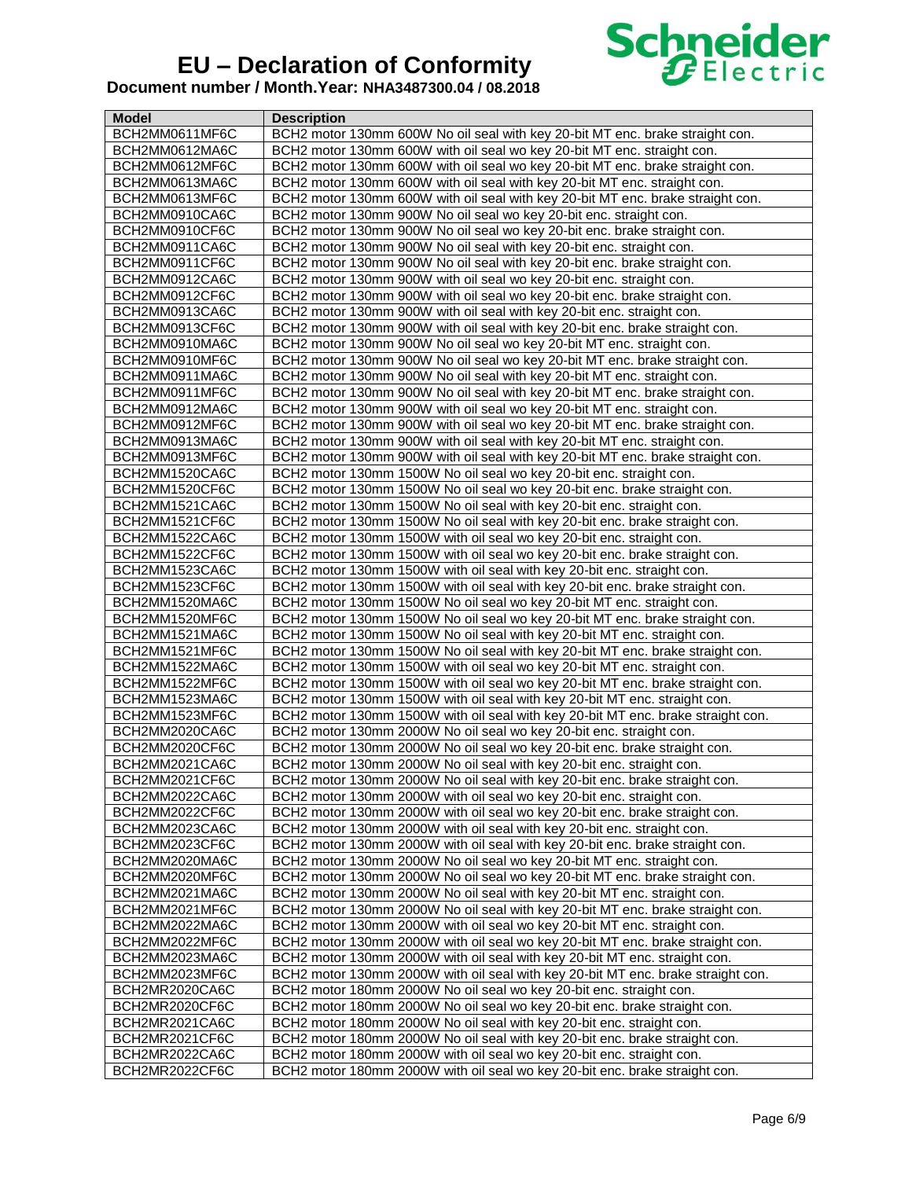# EU – Declaration of Conformity

**Document number / Month.Year: NHA3487300.04 / 08.2018**

| Model | Description |
|---|---|
| BCH2MM0611MF6C | BCH2 motor 130mm 600W No oil seal with key 20-bit MT enc. brake straight con. |
| BCH2MM0612MA6C | BCH2 motor 130mm 600W with oil seal wo key 20-bit MT enc. straight con. |
| BCH2MM0612MF6C | BCH2 motor 130mm 600W with oil seal wo key 20-bit MT enc. brake straight con. |
| BCH2MM0613MA6C | BCH2 motor 130mm 600W with oil seal with key 20-bit MT enc. straight con. |
| BCH2MM0613MF6C | BCH2 motor 130mm 600W with oil seal with key 20-bit MT enc. brake straight con. |
| BCH2MM0910CA6C | BCH2 motor 130mm 900W No oil seal wo key 20-bit enc. straight con. |
| BCH2MM0910CF6C | BCH2 motor 130mm 900W No oil seal wo key 20-bit enc. brake straight con. |
| BCH2MM0911CA6C | BCH2 motor 130mm 900W No oil seal with key 20-bit enc. straight con. |
| BCH2MM0911CF6C | BCH2 motor 130mm 900W No oil seal with key 20-bit enc. brake straight con. |
| BCH2MM0912CA6C | BCH2 motor 130mm 900W with oil seal wo key 20-bit enc. straight con. |
| BCH2MM0912CF6C | BCH2 motor 130mm 900W with oil seal wo key 20-bit enc. brake straight con. |
| BCH2MM0913CA6C | BCH2 motor 130mm 900W with oil seal with key 20-bit enc. straight con. |
| BCH2MM0913CF6C | BCH2 motor 130mm 900W with oil seal with key 20-bit enc. brake straight con. |
| BCH2MM0910MA6C | BCH2 motor 130mm 900W No oil seal wo key 20-bit MT enc. straight con. |
| BCH2MM0910MF6C | BCH2 motor 130mm 900W No oil seal wo key 20-bit MT enc. brake straight con. |
| BCH2MM0911MA6C | BCH2 motor 130mm 900W No oil seal with key 20-bit MT enc. straight con. |
| BCH2MM0911MF6C | BCH2 motor 130mm 900W No oil seal with key 20-bit MT enc. brake straight con. |
| BCH2MM0912MA6C | BCH2 motor 130mm 900W with oil seal wo key 20-bit MT enc. straight con. |
| BCH2MM0912MF6C | BCH2 motor 130mm 900W with oil seal wo key 20-bit MT enc. brake straight con. |
| BCH2MM0913MA6C | BCH2 motor 130mm 900W with oil seal with key 20-bit MT enc. straight con. |
| BCH2MM0913MF6C | BCH2 motor 130mm 900W with oil seal with key 20-bit MT enc. brake straight con. |
| BCH2MM1520CA6C | BCH2 motor 130mm 1500W No oil seal wo key 20-bit enc. straight con. |
| BCH2MM1520CF6C | BCH2 motor 130mm 1500W No oil seal wo key 20-bit enc. brake straight con. |
| BCH2MM1521CA6C | BCH2 motor 130mm 1500W No oil seal with key 20-bit enc. straight con. |
| BCH2MM1521CF6C | BCH2 motor 130mm 1500W No oil seal with key 20-bit enc. brake straight con. |
| BCH2MM1522CA6C | BCH2 motor 130mm 1500W with oil seal wo key 20-bit enc. straight con. |
| BCH2MM1522CF6C | BCH2 motor 130mm 1500W with oil seal wo key 20-bit enc. brake straight con. |
| BCH2MM1523CA6C | BCH2 motor 130mm 1500W with oil seal with key 20-bit enc. straight con. |
| BCH2MM1523CF6C | BCH2 motor 130mm 1500W with oil seal with key 20-bit enc. brake straight con. |
| BCH2MM1520MA6C | BCH2 motor 130mm 1500W No oil seal wo key 20-bit MT enc. straight con. |
| BCH2MM1520MF6C | BCH2 motor 130mm 1500W No oil seal wo key 20-bit MT enc. brake straight con. |
| BCH2MM1521MA6C | BCH2 motor 130mm 1500W No oil seal with key 20-bit MT enc. straight con. |
| BCH2MM1521MF6C | BCH2 motor 130mm 1500W No oil seal with key 20-bit MT enc. brake straight con. |
| BCH2MM1522MA6C | BCH2 motor 130mm 1500W with oil seal wo key 20-bit MT enc. straight con. |
| BCH2MM1522MF6C | BCH2 motor 130mm 1500W with oil seal wo key 20-bit MT enc. brake straight con. |
| BCH2MM1523MA6C | BCH2 motor 130mm 1500W with oil seal with key 20-bit MT enc. straight con. |
| BCH2MM1523MF6C | BCH2 motor 130mm 1500W with oil seal with key 20-bit MT enc. brake straight con. |
| BCH2MM2020CA6C | BCH2 motor 130mm 2000W No oil seal wo key 20-bit enc. straight con. |
| BCH2MM2020CF6C | BCH2 motor 130mm 2000W No oil seal wo key 20-bit enc. brake straight con. |
| BCH2MM2021CA6C | BCH2 motor 130mm 2000W No oil seal with key 20-bit enc. straight con. |
| BCH2MM2021CF6C | BCH2 motor 130mm 2000W No oil seal with key 20-bit enc. brake straight con. |
| BCH2MM2022CA6C | BCH2 motor 130mm 2000W with oil seal wo key 20-bit enc. straight con. |
| BCH2MM2022CF6C | BCH2 motor 130mm 2000W with oil seal wo key 20-bit enc. brake straight con. |
| BCH2MM2023CA6C | BCH2 motor 130mm 2000W with oil seal with key 20-bit enc. straight con. |
| BCH2MM2023CF6C | BCH2 motor 130mm 2000W with oil seal with key 20-bit enc. brake straight con. |
| BCH2MM2020MA6C | BCH2 motor 130mm 2000W No oil seal wo key 20-bit MT enc. straight con. |
| BCH2MM2020MF6C | BCH2 motor 130mm 2000W No oil seal wo key 20-bit MT enc. brake straight con. |
| BCH2MM2021MA6C | BCH2 motor 130mm 2000W No oil seal with key 20-bit MT enc. straight con. |
| BCH2MM2021MF6C | BCH2 motor 130mm 2000W No oil seal with key 20-bit MT enc. brake straight con. |
| BCH2MM2022MA6C | BCH2 motor 130mm 2000W with oil seal wo key 20-bit MT enc. straight con. |
| BCH2MM2022MF6C | BCH2 motor 130mm 2000W with oil seal wo key 20-bit MT enc. brake straight con. |
| BCH2MM2023MA6C | BCH2 motor 130mm 2000W with oil seal with key 20-bit MT enc. straight con. |
| BCH2MM2023MF6C | BCH2 motor 130mm 2000W with oil seal with key 20-bit MT enc. brake straight con. |
| BCH2MR2020CA6C | BCH2 motor 180mm 2000W No oil seal wo key 20-bit enc. straight con. |
| BCH2MR2020CF6C | BCH2 motor 180mm 2000W No oil seal wo key 20-bit enc. brake straight con. |
| BCH2MR2021CA6C | BCH2 motor 180mm 2000W No oil seal with key 20-bit enc. straight con. |
| BCH2MR2021CF6C | BCH2 motor 180mm 2000W No oil seal with key 20-bit enc. brake straight con. |
| BCH2MR2022CA6C | BCH2 motor 180mm 2000W with oil seal wo key 20-bit enc. straight con. |
| BCH2MR2022CF6C | BCH2 motor 180mm 2000W with oil seal wo key 20-bit enc. brake straight con. |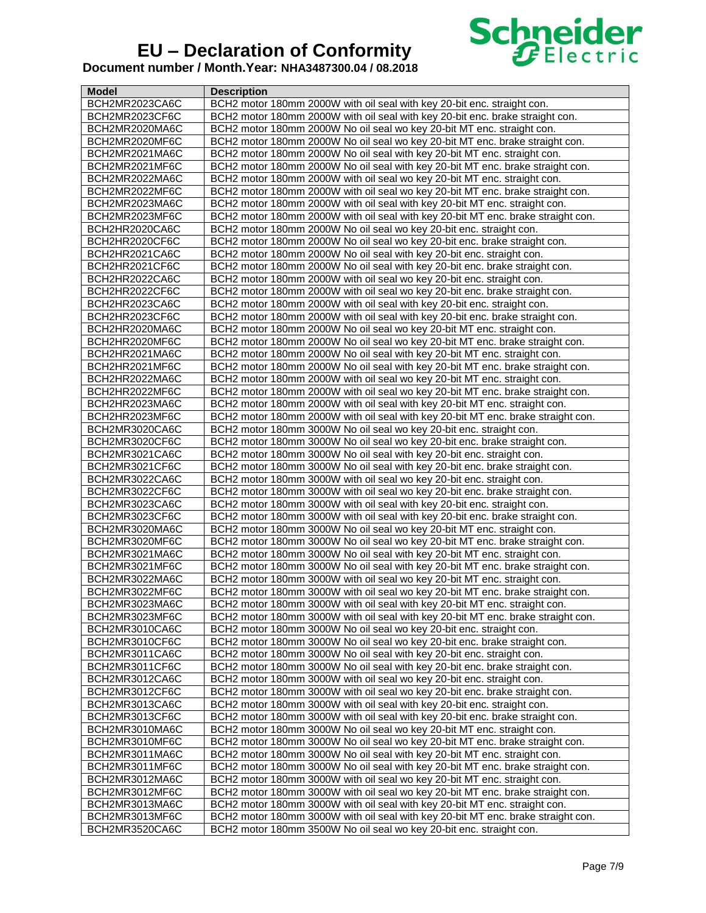# EU – Declaration of Conformity

**Document number / Month.Year: NHA3487300.04 / 08.2018**

| Model | Description |
|---|---|
| BCH2MR2023CA6C | BCH2 motor 180mm 2000W with oil seal with key 20-bit enc. straight con. |
| BCH2MR2023CF6C | BCH2 motor 180mm 2000W with oil seal with key 20-bit enc. brake straight con. |
| BCH2MR2020MA6C | BCH2 motor 180mm 2000W No oil seal wo key 20-bit MT enc. straight con. |
| BCH2MR2020MF6C | BCH2 motor 180mm 2000W No oil seal wo key 20-bit MT enc. brake straight con. |
| BCH2MR2021MA6C | BCH2 motor 180mm 2000W No oil seal with key 20-bit MT enc. straight con. |
| BCH2MR2021MF6C | BCH2 motor 180mm 2000W No oil seal with key 20-bit MT enc. brake straight con. |
| BCH2MR2022MA6C | BCH2 motor 180mm 2000W with oil seal wo key 20-bit MT enc. straight con. |
| BCH2MR2022MF6C | BCH2 motor 180mm 2000W with oil seal wo key 20-bit MT enc. brake straight con. |
| BCH2MR2023MA6C | BCH2 motor 180mm 2000W with oil seal with key 20-bit MT enc. straight con. |
| BCH2MR2023MF6C | BCH2 motor 180mm 2000W with oil seal with key 20-bit MT enc. brake straight con. |
| BCH2HR2020CA6C | BCH2 motor 180mm 2000W No oil seal wo key 20-bit enc. straight con. |
| BCH2HR2020CF6C | BCH2 motor 180mm 2000W No oil seal wo key 20-bit enc. brake straight con. |
| BCH2HR2021CA6C | BCH2 motor 180mm 2000W No oil seal with key 20-bit enc. straight con. |
| BCH2HR2021CF6C | BCH2 motor 180mm 2000W No oil seal with key 20-bit enc. brake straight con. |
| BCH2HR2022CA6C | BCH2 motor 180mm 2000W with oil seal wo key 20-bit enc. straight con. |
| BCH2HR2022CF6C | BCH2 motor 180mm 2000W with oil seal wo key 20-bit enc. brake straight con. |
| BCH2HR2023CA6C | BCH2 motor 180mm 2000W with oil seal with key 20-bit enc. straight con. |
| BCH2HR2023CF6C | BCH2 motor 180mm 2000W with oil seal with key 20-bit enc. brake straight con. |
| BCH2HR2020MA6C | BCH2 motor 180mm 2000W No oil seal wo key 20-bit MT enc. straight con. |
| BCH2HR2020MF6C | BCH2 motor 180mm 2000W No oil seal wo key 20-bit MT enc. brake straight con. |
| BCH2HR2021MA6C | BCH2 motor 180mm 2000W No oil seal with key 20-bit MT enc. straight con. |
| BCH2HR2021MF6C | BCH2 motor 180mm 2000W No oil seal with key 20-bit MT enc. brake straight con. |
| BCH2HR2022MA6C | BCH2 motor 180mm 2000W with oil seal wo key 20-bit MT enc. straight con. |
| BCH2HR2022MF6C | BCH2 motor 180mm 2000W with oil seal wo key 20-bit MT enc. brake straight con. |
| BCH2HR2023MA6C | BCH2 motor 180mm 2000W with oil seal with key 20-bit MT enc. straight con. |
| BCH2HR2023MF6C | BCH2 motor 180mm 2000W with oil seal with key 20-bit MT enc. brake straight con. |
| BCH2MR3020CA6C | BCH2 motor 180mm 3000W No oil seal wo key 20-bit enc. straight con. |
| BCH2MR3020CF6C | BCH2 motor 180mm 3000W No oil seal wo key 20-bit enc. brake straight con. |
| BCH2MR3021CA6C | BCH2 motor 180mm 3000W No oil seal with key 20-bit enc. straight con. |
| BCH2MR3021CF6C | BCH2 motor 180mm 3000W No oil seal with key 20-bit enc. brake straight con. |
| BCH2MR3022CA6C | BCH2 motor 180mm 3000W with oil seal wo key 20-bit enc. straight con. |
| BCH2MR3022CF6C | BCH2 motor 180mm 3000W with oil seal wo key 20-bit enc. brake straight con. |
| BCH2MR3023CA6C | BCH2 motor 180mm 3000W with oil seal with key 20-bit enc. straight con. |
| BCH2MR3023CF6C | BCH2 motor 180mm 3000W with oil seal with key 20-bit enc. brake straight con. |
| BCH2MR3020MA6C | BCH2 motor 180mm 3000W No oil seal wo key 20-bit MT enc. straight con. |
| BCH2MR3020MF6C | BCH2 motor 180mm 3000W No oil seal wo key 20-bit MT enc. brake straight con. |
| BCH2MR3021MA6C | BCH2 motor 180mm 3000W No oil seal with key 20-bit MT enc. straight con. |
| BCH2MR3021MF6C | BCH2 motor 180mm 3000W No oil seal with key 20-bit MT enc. brake straight con. |
| BCH2MR3022MA6C | BCH2 motor 180mm 3000W with oil seal wo key 20-bit MT enc. straight con. |
| BCH2MR3022MF6C | BCH2 motor 180mm 3000W with oil seal wo key 20-bit MT enc. brake straight con. |
| BCH2MR3023MA6C | BCH2 motor 180mm 3000W with oil seal with key 20-bit MT enc. straight con. |
| BCH2MR3023MF6C | BCH2 motor 180mm 3000W with oil seal with key 20-bit MT enc. brake straight con. |
| BCH2MR3010CA6C | BCH2 motor 180mm 3000W No oil seal wo key 20-bit enc. straight con. |
| BCH2MR3010CF6C | BCH2 motor 180mm 3000W No oil seal wo key 20-bit enc. brake straight con. |
| BCH2MR3011CA6C | BCH2 motor 180mm 3000W No oil seal with key 20-bit enc. straight con. |
| BCH2MR3011CF6C | BCH2 motor 180mm 3000W No oil seal with key 20-bit enc. brake straight con. |
| BCH2MR3012CA6C | BCH2 motor 180mm 3000W with oil seal wo key 20-bit enc. straight con. |
| BCH2MR3012CF6C | BCH2 motor 180mm 3000W with oil seal wo key 20-bit enc. brake straight con. |
| BCH2MR3013CA6C | BCH2 motor 180mm 3000W with oil seal with key 20-bit enc. straight con. |
| BCH2MR3013CF6C | BCH2 motor 180mm 3000W with oil seal with key 20-bit enc. brake straight con. |
| BCH2MR3010MA6C | BCH2 motor 180mm 3000W No oil seal wo key 20-bit MT enc. straight con. |
| BCH2MR3010MF6C | BCH2 motor 180mm 3000W No oil seal wo key 20-bit MT enc. brake straight con. |
| BCH2MR3011MA6C | BCH2 motor 180mm 3000W No oil seal with key 20-bit MT enc. straight con. |
| BCH2MR3011MF6C | BCH2 motor 180mm 3000W No oil seal with key 20-bit MT enc. brake straight con. |
| BCH2MR3012MA6C | BCH2 motor 180mm 3000W with oil seal wo key 20-bit MT enc. straight con. |
| BCH2MR3012MF6C | BCH2 motor 180mm 3000W with oil seal wo key 20-bit MT enc. brake straight con. |
| BCH2MR3013MA6C | BCH2 motor 180mm 3000W with oil seal with key 20-bit MT enc. straight con. |
| BCH2MR3013MF6C | BCH2 motor 180mm 3000W with oil seal with key 20-bit MT enc. brake straight con. |
| BCH2MR3520CA6C | BCH2 motor 180mm 3500W No oil seal wo key 20-bit enc. straight con. |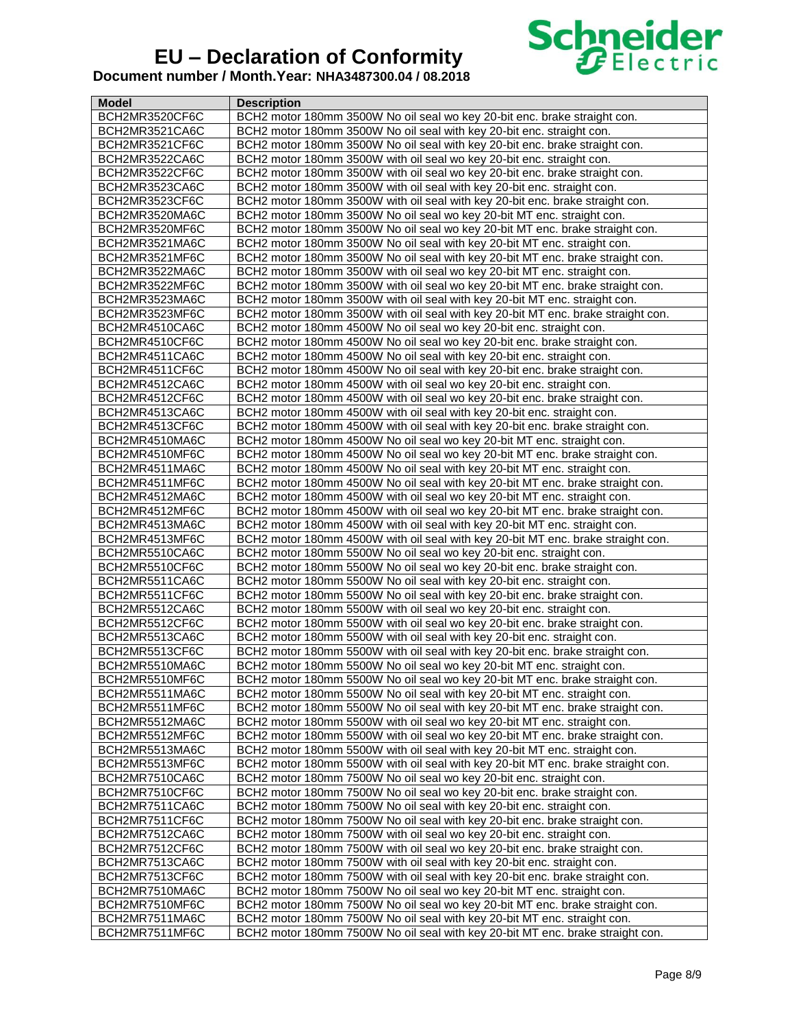# EU – Declaration of Conformity

**Document number / Month.Year: NHA3487300.04 / 08.2018**

| Model | Description |
|---|---|
| BCH2MR3520CF6C | BCH2 motor 180mm 3500W No oil seal wo key 20-bit enc. brake straight con. |
| BCH2MR3521CA6C | BCH2 motor 180mm 3500W No oil seal with key 20-bit enc. straight con. |
| BCH2MR3521CF6C | BCH2 motor 180mm 3500W No oil seal with key 20-bit enc. brake straight con. |
| BCH2MR3522CA6C | BCH2 motor 180mm 3500W with oil seal wo key 20-bit enc. straight con. |
| BCH2MR3522CF6C | BCH2 motor 180mm 3500W with oil seal wo key 20-bit enc. brake straight con. |
| BCH2MR3523CA6C | BCH2 motor 180mm 3500W with oil seal with key 20-bit enc. straight con. |
| BCH2MR3523CF6C | BCH2 motor 180mm 3500W with oil seal with key 20-bit enc. brake straight con. |
| BCH2MR3520MA6C | BCH2 motor 180mm 3500W No oil seal wo key 20-bit MT enc. straight con. |
| BCH2MR3520MF6C | BCH2 motor 180mm 3500W No oil seal wo key 20-bit MT enc. brake straight con. |
| BCH2MR3521MA6C | BCH2 motor 180mm 3500W No oil seal with key 20-bit MT enc. straight con. |
| BCH2MR3521MF6C | BCH2 motor 180mm 3500W No oil seal with key 20-bit MT enc. brake straight con. |
| BCH2MR3522MA6C | BCH2 motor 180mm 3500W with oil seal wo key 20-bit MT enc. straight con. |
| BCH2MR3522MF6C | BCH2 motor 180mm 3500W with oil seal wo key 20-bit MT enc. brake straight con. |
| BCH2MR3523MA6C | BCH2 motor 180mm 3500W with oil seal with key 20-bit MT enc. straight con. |
| BCH2MR3523MF6C | BCH2 motor 180mm 3500W with oil seal with key 20-bit MT enc. brake straight con. |
| BCH2MR4510CA6C | BCH2 motor 180mm 4500W No oil seal wo key 20-bit enc. straight con. |
| BCH2MR4510CF6C | BCH2 motor 180mm 4500W No oil seal wo key 20-bit enc. brake straight con. |
| BCH2MR4511CA6C | BCH2 motor 180mm 4500W No oil seal with key 20-bit enc. straight con. |
| BCH2MR4511CF6C | BCH2 motor 180mm 4500W No oil seal with key 20-bit enc. brake straight con. |
| BCH2MR4512CA6C | BCH2 motor 180mm 4500W with oil seal wo key 20-bit enc. straight con. |
| BCH2MR4512CF6C | BCH2 motor 180mm 4500W with oil seal wo key 20-bit enc. brake straight con. |
| BCH2MR4513CA6C | BCH2 motor 180mm 4500W with oil seal with key 20-bit enc. straight con. |
| BCH2MR4513CF6C | BCH2 motor 180mm 4500W with oil seal with key 20-bit enc. brake straight con. |
| BCH2MR4510MA6C | BCH2 motor 180mm 4500W No oil seal wo key 20-bit MT enc. straight con. |
| BCH2MR4510MF6C | BCH2 motor 180mm 4500W No oil seal wo key 20-bit MT enc. brake straight con. |
| BCH2MR4511MA6C | BCH2 motor 180mm 4500W No oil seal with key 20-bit MT enc. straight con. |
| BCH2MR4511MF6C | BCH2 motor 180mm 4500W No oil seal with key 20-bit MT enc. brake straight con. |
| BCH2MR4512MA6C | BCH2 motor 180mm 4500W with oil seal wo key 20-bit MT enc. straight con. |
| BCH2MR4512MF6C | BCH2 motor 180mm 4500W with oil seal wo key 20-bit MT enc. brake straight con. |
| BCH2MR4513MA6C | BCH2 motor 180mm 4500W with oil seal with key 20-bit MT enc. straight con. |
| BCH2MR4513MF6C | BCH2 motor 180mm 4500W with oil seal with key 20-bit MT enc. brake straight con. |
| BCH2MR5510CA6C | BCH2 motor 180mm 5500W No oil seal wo key 20-bit enc. straight con. |
| BCH2MR5510CF6C | BCH2 motor 180mm 5500W No oil seal wo key 20-bit enc. brake straight con. |
| BCH2MR5511CA6C | BCH2 motor 180mm 5500W No oil seal with key 20-bit enc. straight con. |
| BCH2MR5511CF6C | BCH2 motor 180mm 5500W No oil seal with key 20-bit enc. brake straight con. |
| BCH2MR5512CA6C | BCH2 motor 180mm 5500W with oil seal wo key 20-bit enc. straight con. |
| BCH2MR5512CF6C | BCH2 motor 180mm 5500W with oil seal wo key 20-bit enc. brake straight con. |
| BCH2MR5513CA6C | BCH2 motor 180mm 5500W with oil seal with key 20-bit enc. straight con. |
| BCH2MR5513CF6C | BCH2 motor 180mm 5500W with oil seal with key 20-bit enc. brake straight con. |
| BCH2MR5510MA6C | BCH2 motor 180mm 5500W No oil seal wo key 20-bit MT enc. straight con. |
| BCH2MR5510MF6C | BCH2 motor 180mm 5500W No oil seal wo key 20-bit MT enc. brake straight con. |
| BCH2MR5511MA6C | BCH2 motor 180mm 5500W No oil seal with key 20-bit MT enc. straight con. |
| BCH2MR5511MF6C | BCH2 motor 180mm 5500W No oil seal with key 20-bit MT enc. brake straight con. |
| BCH2MR5512MA6C | BCH2 motor 180mm 5500W with oil seal wo key 20-bit MT enc. straight con. |
| BCH2MR5512MF6C | BCH2 motor 180mm 5500W with oil seal wo key 20-bit MT enc. brake straight con. |
| BCH2MR5513MA6C | BCH2 motor 180mm 5500W with oil seal with key 20-bit MT enc. straight con. |
| BCH2MR5513MF6C | BCH2 motor 180mm 5500W with oil seal with key 20-bit MT enc. brake straight con. |
| BCH2MR7510CA6C | BCH2 motor 180mm 7500W No oil seal wo key 20-bit enc. straight con. |
| BCH2MR7510CF6C | BCH2 motor 180mm 7500W No oil seal wo key 20-bit enc. brake straight con. |
| BCH2MR7511CA6C | BCH2 motor 180mm 7500W No oil seal with key 20-bit enc. straight con. |
| BCH2MR7511CF6C | BCH2 motor 180mm 7500W No oil seal with key 20-bit enc. brake straight con. |
| BCH2MR7512CA6C | BCH2 motor 180mm 7500W with oil seal wo key 20-bit enc. straight con. |
| BCH2MR7512CF6C | BCH2 motor 180mm 7500W with oil seal wo key 20-bit enc. brake straight con. |
| BCH2MR7513CA6C | BCH2 motor 180mm 7500W with oil seal with key 20-bit enc. straight con. |
| BCH2MR7513CF6C | BCH2 motor 180mm 7500W with oil seal with key 20-bit enc. brake straight con. |
| BCH2MR7510MA6C | BCH2 motor 180mm 7500W No oil seal wo key 20-bit MT enc. straight con. |
| BCH2MR7510MF6C | BCH2 motor 180mm 7500W No oil seal wo key 20-bit MT enc. brake straight con. |
| BCH2MR7511MA6C | BCH2 motor 180mm 7500W No oil seal with key 20-bit MT enc. straight con. |
| BCH2MR7511MF6C | BCH2 motor 180mm 7500W No oil seal with key 20-bit MT enc. brake straight con. |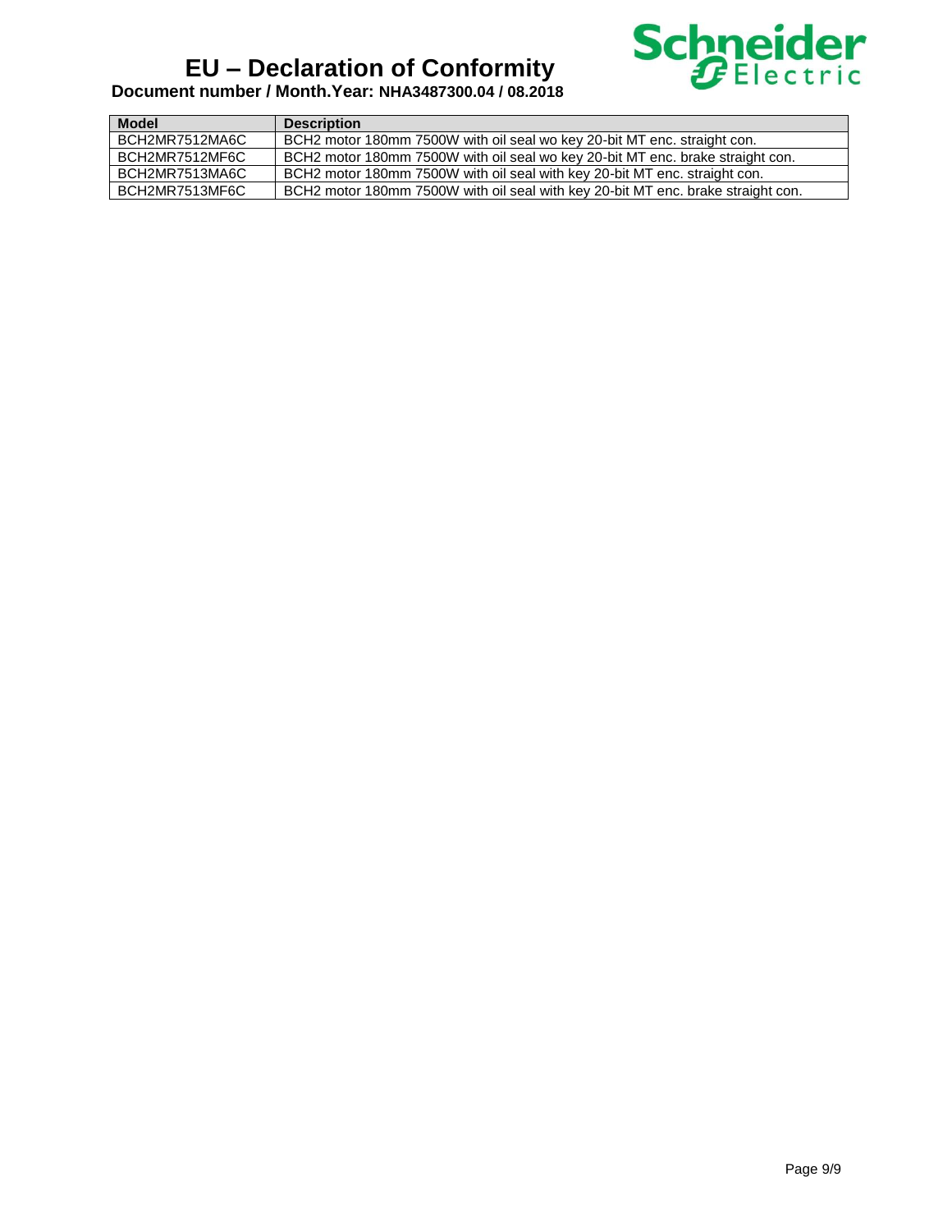| Model | Description |
| --- | --- |
| BCH2MR7512MA6C | BCH2 motor 180mm 7500W with oil seal wo key 20-bit MT enc. straight con. |
| BCH2MR7512MF6C | BCH2 motor 180mm 7500W with oil seal wo key 20-bit MT enc. brake straight con. |
| BCH2MR7513MA6C | BCH2 motor 180mm 7500W with oil seal with key 20-bit MT enc. straight con. |
| BCH2MR7513MF6C | BCH2 motor 180mm 7500W with oil seal with key 20-bit MT enc. brake straight con. |